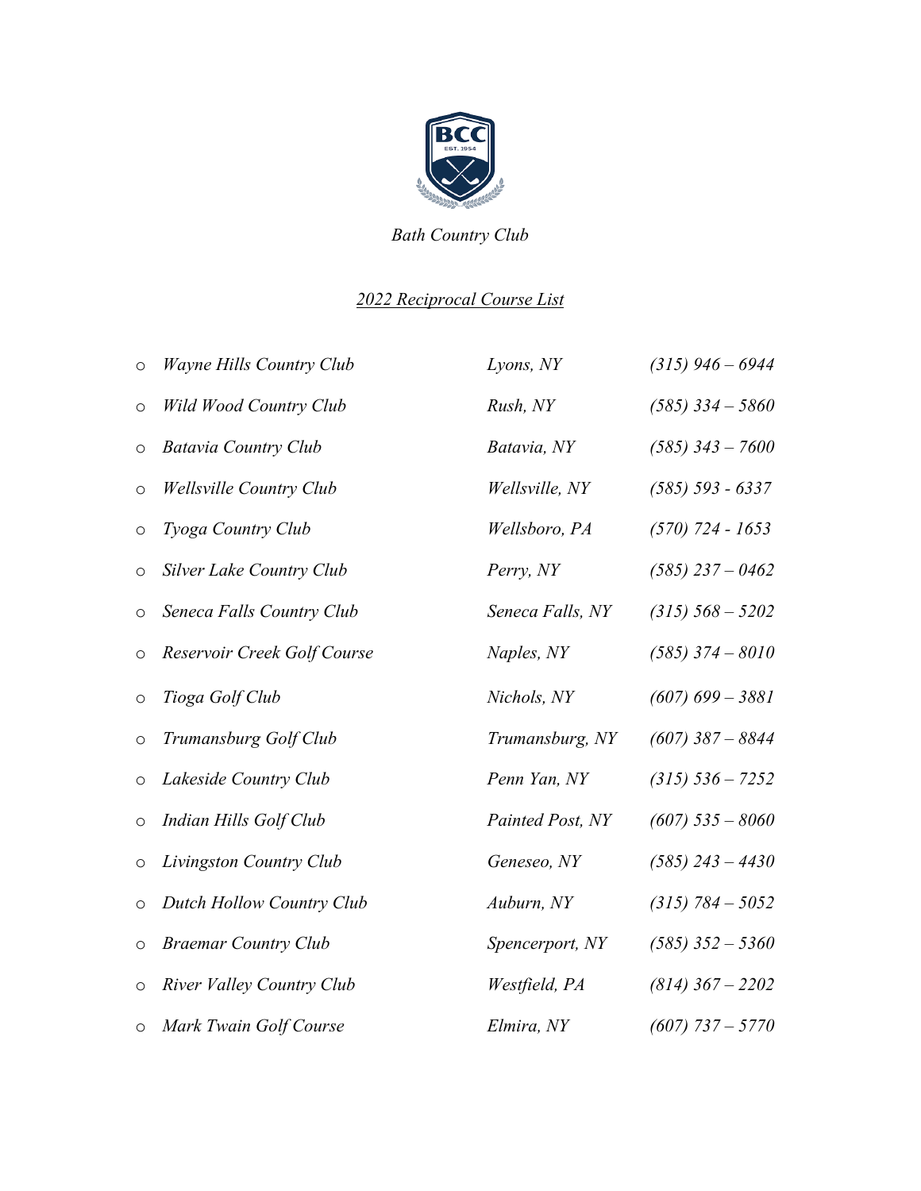*Bath Country Club*

*2022 Reciprocal Course List*

| | | |
|---|---|---|
| *Wayne Hills Country Club* | *Lyons, NY* | *(315) 946 – 6944* |
| *Wild Wood Country Club* | *Rush, NY* | *(585) 334 – 5860* |
| *Batavia Country Club* | *Batavia, NY* | *(585) 343 – 7600* |
| *Wellsville Country Club* | *Wellsville, NY* | *(585) 593 - 6337* |
| *Tyoga Country Club* | *Wellsboro, PA* | *(570) 724 - 1653* |
| *Silver Lake Country Club* | *Perry, NY* | *(585) 237 – 0462* |
| *Seneca Falls Country Club* | *Seneca Falls, NY* | *(315) 568 – 5202* |
| *Reservoir Creek Golf Course* | *Naples, NY* | *(585) 374 – 8010* |
| *Tioga Golf Club* | *Nichols, NY* | *(607) 699 – 3881* |
| *Trumansburg Golf Club* | *Trumansburg, NY* | *(607) 387 – 8844* |
| *Lakeside Country Club* | *Penn Yan, NY* | *(315) 536 – 7252* |
| *Indian Hills Golf Club* | *Painted Post, NY* | *(607) 535 – 8060* |
| *Livingston Country Club* | *Geneseo, NY* | *(585) 243 – 4430* |
| *Dutch Hollow Country Club* | *Auburn, NY* | *(315) 784 – 5052* |
| *Braemar Country Club* | *Spencerport, NY* | *(585) 352 – 5360* |
| *River Valley Country Club* | *Westfield, PA* | *(814) 367 – 2202* |
| *Mark Twain Golf Course* | *Elmira, NY* | *(607) 737 – 5770* |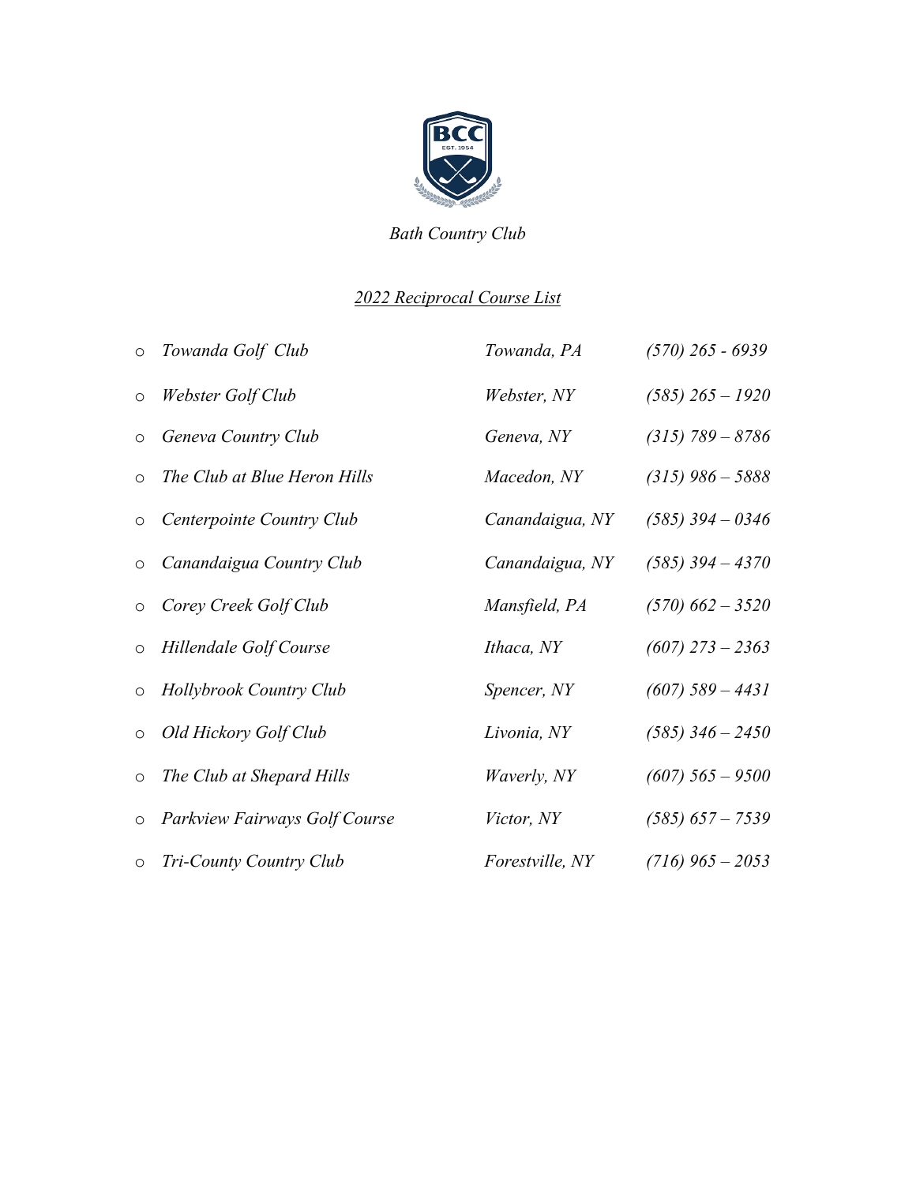*Bath Country Club*

*2022 Reciprocal Course List*

| Course | Location | Phone |
| --- | --- | --- |
| *Towanda Golf Club* | *Towanda, PA* | *(570) 265 - 6939* |
| *Webster Golf Club* | *Webster, NY* | *(585) 265 – 1920* |
| *Geneva Country Club* | *Geneva, NY* | *(315) 789 – 8786* |
| *The Club at Blue Heron Hills* | *Macedon, NY* | *(315) 986 – 5888* |
| *Centerpointe Country Club* | *Canandaigua, NY* | *(585) 394 – 0346* |
| *Canandaigua Country Club* | *Canandaigua, NY* | *(585) 394 – 4370* |
| *Corey Creek Golf Club* | *Mansfield, PA* | *(570) 662 – 3520* |
| *Hillendale Golf Course* | *Ithaca, NY* | *(607) 273 – 2363* |
| *Hollybrook Country Club* | *Spencer, NY* | *(607) 589 – 4431* |
| *Old Hickory Golf Club* | *Livonia, NY* | *(585) 346 – 2450* |
| *The Club at Shepard Hills* | *Waverly, NY* | *(607) 565 – 9500* |
| *Parkview Fairways Golf Course* | *Victor, NY* | *(585) 657 – 7539* |
| *Tri-County Country Club* | *Forestville, NY* | *(716) 965 – 2053* |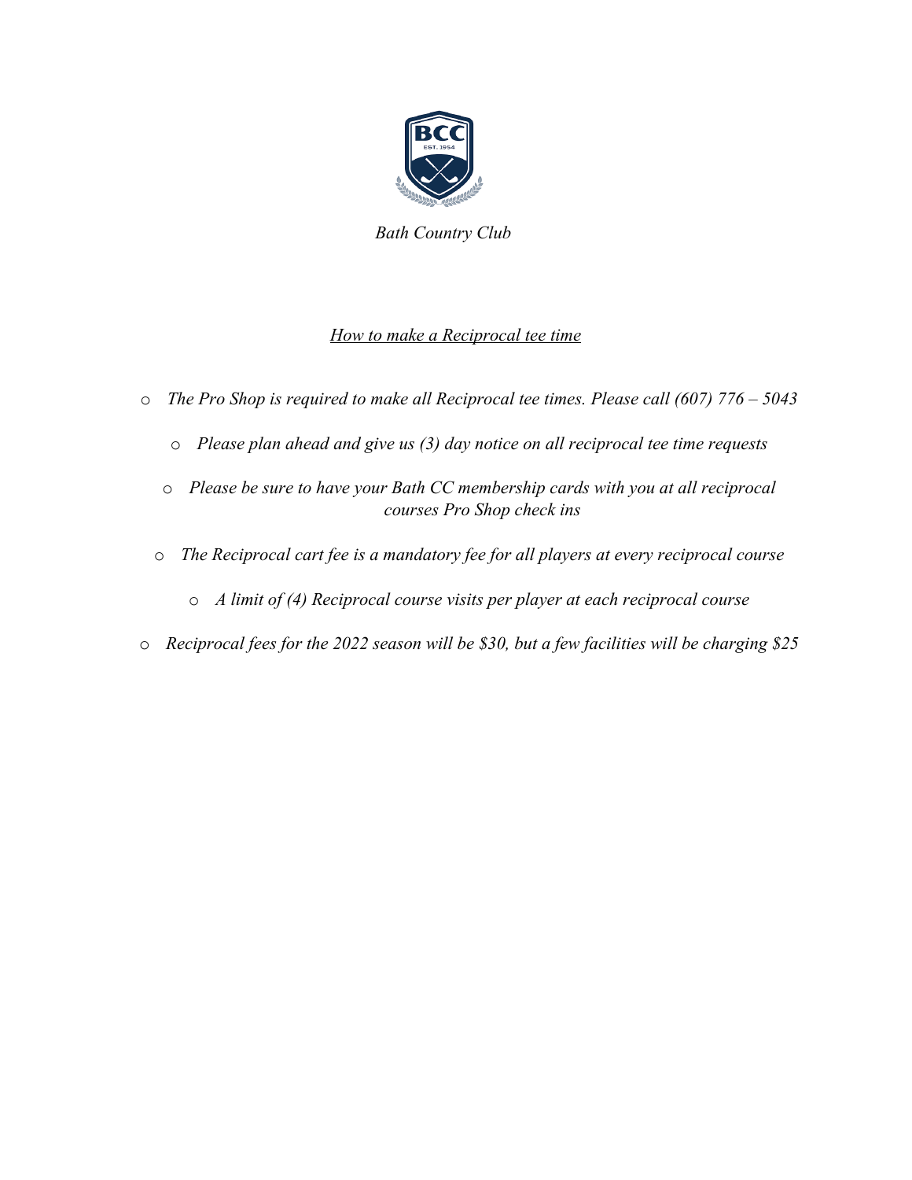*Bath Country Club*

## *How to make a Reciprocal tee time*

- *The Pro Shop is required to make all Reciprocal tee times. Please call (607) 776 – 5043*
- *Please plan ahead and give us (3) day notice on all reciprocal tee time requests*
- *Please be sure to have your Bath CC membership cards with you at all reciprocal courses Pro Shop check ins*
- *The Reciprocal cart fee is a mandatory fee for all players at every reciprocal course*
- *A limit of (4) Reciprocal course visits per player at each reciprocal course*
- *Reciprocal fees for the 2022 season will be $30, but a few facilities will be charging $25*